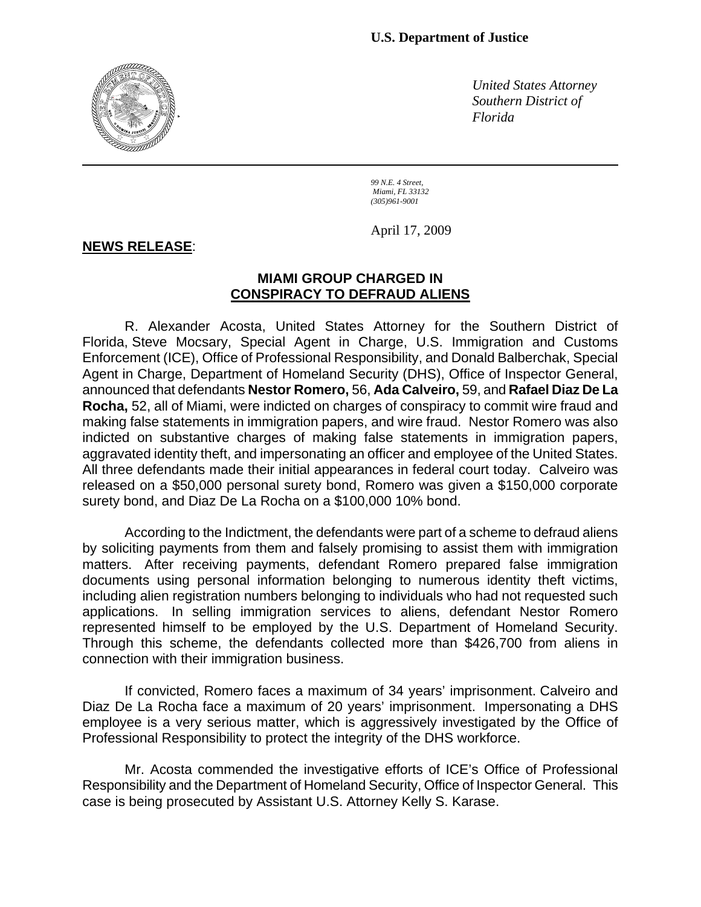**U.S. Department of Justice**

*United States Attorney*
*Southern District of Florida*

*99 N.E. 4 Street,*
*Miami, FL 33132*
*(305)961-9001*

April 17, 2009

**NEWS RELEASE**:

## MIAMI GROUP CHARGED IN CONSPIRACY TO DEFRAUD ALIENS

R. Alexander Acosta, United States Attorney for the Southern District of Florida, Steve Mocsary, Special Agent in Charge, U.S. Immigration and Customs Enforcement (ICE), Office of Professional Responsibility, and Donald Balberchak, Special Agent in Charge, Department of Homeland Security (DHS), Office of Inspector General, announced that defendants **Nestor Romero,** 56, **Ada Calveiro,** 59, and **Rafael Diaz De La Rocha,** 52, all of Miami, were indicted on charges of conspiracy to commit wire fraud and making false statements in immigration papers, and wire fraud. Nestor Romero was also indicted on substantive charges of making false statements in immigration papers, aggravated identity theft, and impersonating an officer and employee of the United States. All three defendants made their initial appearances in federal court today. Calveiro was released on a $50,000 personal surety bond, Romero was given a $150,000 corporate surety bond, and Diaz De La Rocha on a $100,000 10% bond.

According to the Indictment, the defendants were part of a scheme to defraud aliens by soliciting payments from them and falsely promising to assist them with immigration matters. After receiving payments, defendant Romero prepared false immigration documents using personal information belonging to numerous identity theft victims, including alien registration numbers belonging to individuals who had not requested such applications. In selling immigration services to aliens, defendant Nestor Romero represented himself to be employed by the U.S. Department of Homeland Security. Through this scheme, the defendants collected more than $426,700 from aliens in connection with their immigration business.

If convicted, Romero faces a maximum of 34 years' imprisonment. Calveiro and Diaz De La Rocha face a maximum of 20 years' imprisonment. Impersonating a DHS employee is a very serious matter, which is aggressively investigated by the Office of Professional Responsibility to protect the integrity of the DHS workforce.

Mr. Acosta commended the investigative efforts of ICE's Office of Professional Responsibility and the Department of Homeland Security, Office of Inspector General. This case is being prosecuted by Assistant U.S. Attorney Kelly S. Karase.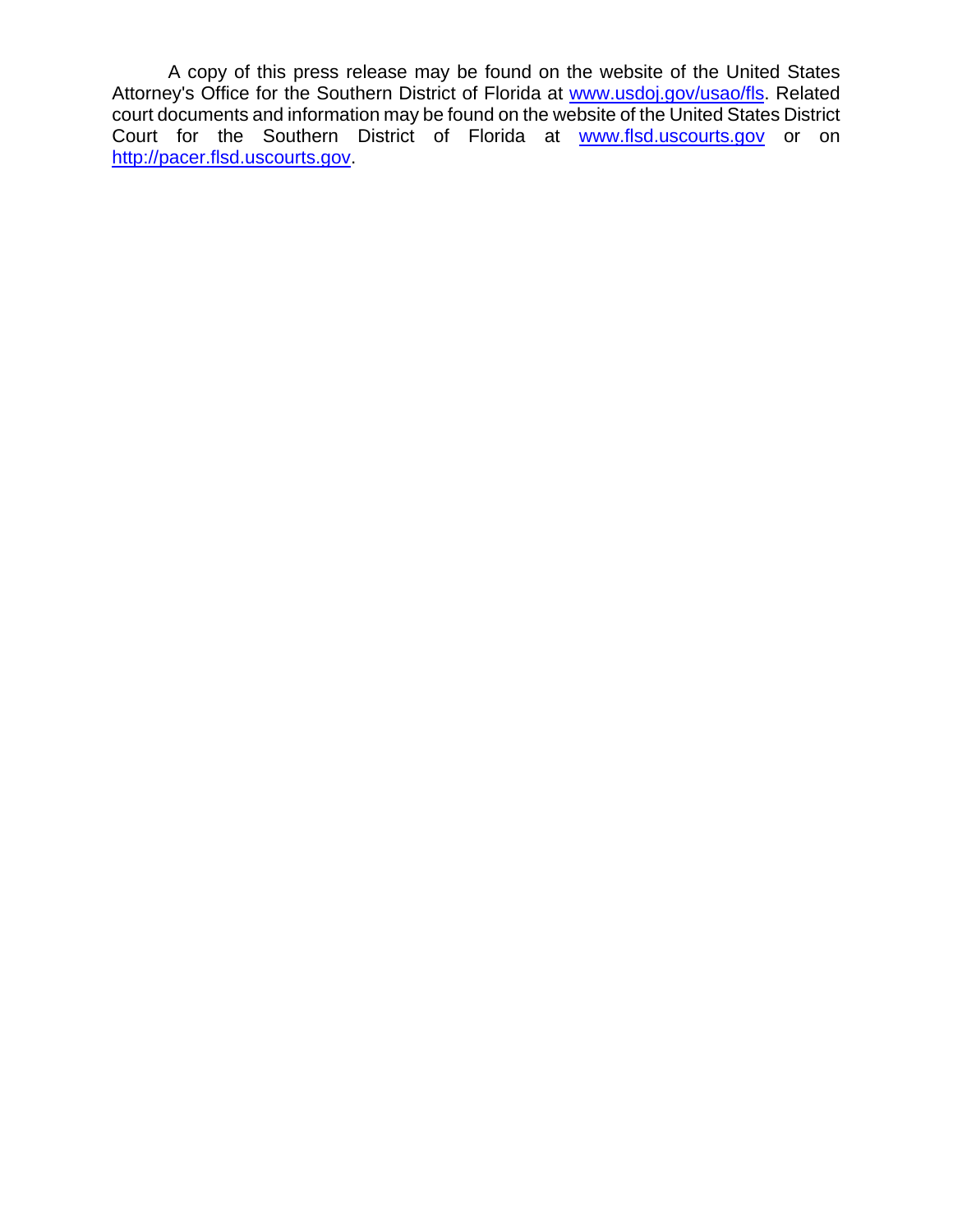A copy of this press release may be found on the website of the United States Attorney's Office for the Southern District of Florida at www.usdoj.gov/usao/fls. Related court documents and information may be found on the website of the United States District Court for the Southern District of Florida at www.flsd.uscourts.gov or on http://pacer.flsd.uscourts.gov.